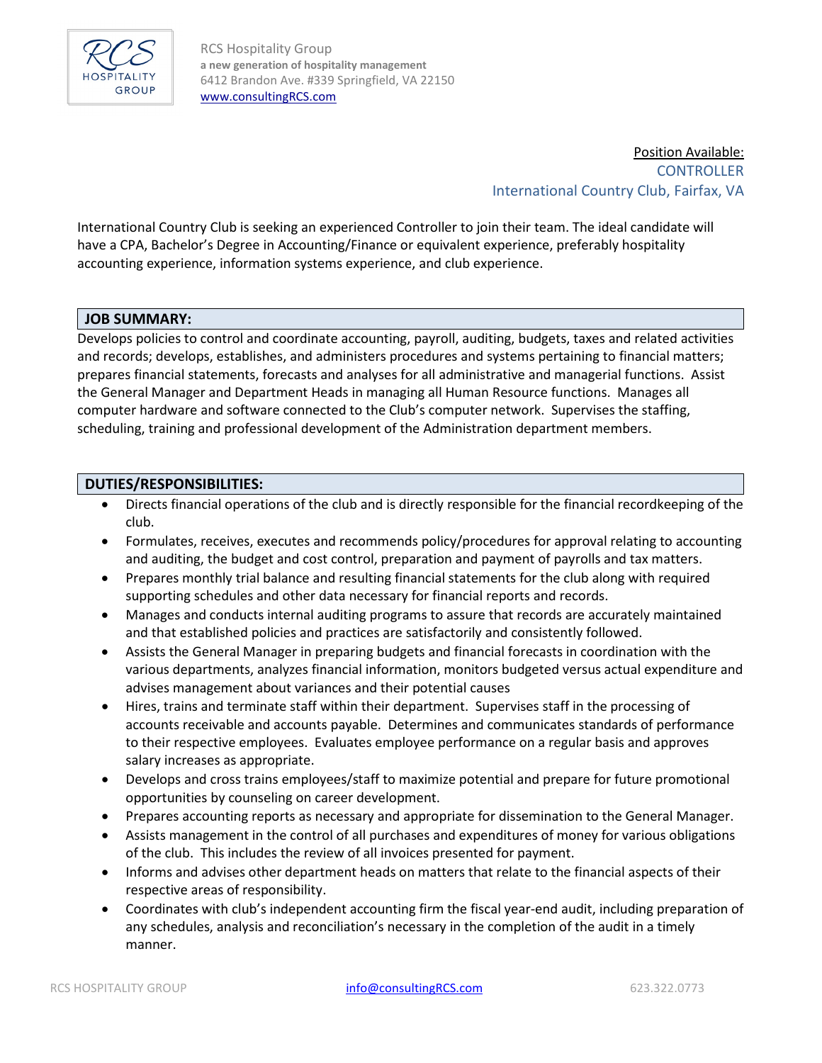RCS Hospitality Group
**a new generation of hospitality management**
6412 Brandon Ave. #339 Springfield, VA 22150
www.consultingRCS.com

Position Available:
CONTROLLER
International Country Club, Fairfax, VA

International Country Club is seeking an experienced Controller to join their team. The ideal candidate will have a CPA, Bachelor's Degree in Accounting/Finance or equivalent experience, preferably hospitality accounting experience, information systems experience, and club experience.

## JOB SUMMARY:

Develops policies to control and coordinate accounting, payroll, auditing, budgets, taxes and related activities and records; develops, establishes, and administers procedures and systems pertaining to financial matters; prepares financial statements, forecasts and analyses for all administrative and managerial functions. Assist the General Manager and Department Heads in managing all Human Resource functions. Manages all computer hardware and software connected to the Club's computer network. Supervises the staffing, scheduling, training and professional development of the Administration department members.

## DUTIES/RESPONSIBILITIES:

- Directs financial operations of the club and is directly responsible for the financial recordkeeping of the club.
- Formulates, receives, executes and recommends policy/procedures for approval relating to accounting and auditing, the budget and cost control, preparation and payment of payrolls and tax matters.
- Prepares monthly trial balance and resulting financial statements for the club along with required supporting schedules and other data necessary for financial reports and records.
- Manages and conducts internal auditing programs to assure that records are accurately maintained and that established policies and practices are satisfactorily and consistently followed.
- Assists the General Manager in preparing budgets and financial forecasts in coordination with the various departments, analyzes financial information, monitors budgeted versus actual expenditure and advises management about variances and their potential causes
- Hires, trains and terminate staff within their department. Supervises staff in the processing of accounts receivable and accounts payable. Determines and communicates standards of performance to their respective employees. Evaluates employee performance on a regular basis and approves salary increases as appropriate.
- Develops and cross trains employees/staff to maximize potential and prepare for future promotional opportunities by counseling on career development.
- Prepares accounting reports as necessary and appropriate for dissemination to the General Manager.
- Assists management in the control of all purchases and expenditures of money for various obligations of the club. This includes the review of all invoices presented for payment.
- Informs and advises other department heads on matters that relate to the financial aspects of their respective areas of responsibility.
- Coordinates with club's independent accounting firm the fiscal year-end audit, including preparation of any schedules, analysis and reconciliation's necessary in the completion of the audit in a timely manner.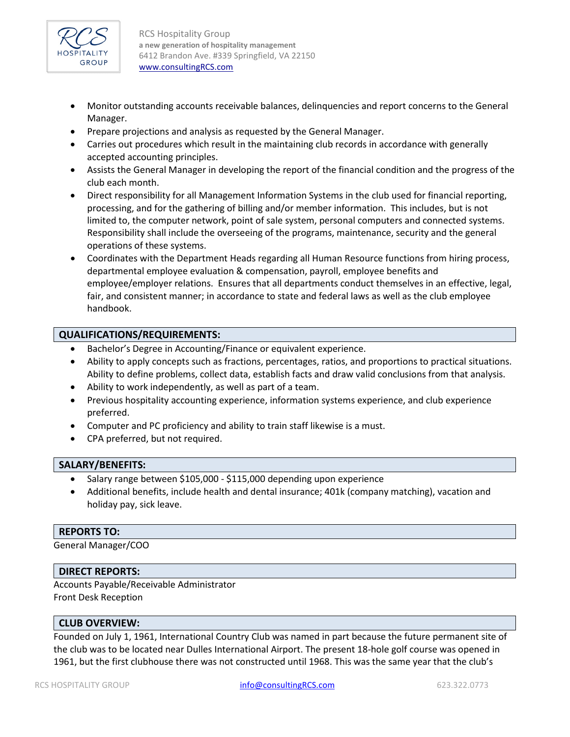- Monitor outstanding accounts receivable balances, delinquencies and report concerns to the General Manager.
- Prepare projections and analysis as requested by the General Manager.
- Carries out procedures which result in the maintaining club records in accordance with generally accepted accounting principles.
- Assists the General Manager in developing the report of the financial condition and the progress of the club each month.
- Direct responsibility for all Management Information Systems in the club used for financial reporting, processing, and for the gathering of billing and/or member information. This includes, but is not limited to, the computer network, point of sale system, personal computers and connected systems. Responsibility shall include the overseeing of the programs, maintenance, security and the general operations of these systems.
- Coordinates with the Department Heads regarding all Human Resource functions from hiring process, departmental employee evaluation & compensation, payroll, employee benefits and employee/employer relations. Ensures that all departments conduct themselves in an effective, legal, fair, and consistent manner; in accordance to state and federal laws as well as the club employee handbook.

## QUALIFICATIONS/REQUIREMENTS:

- Bachelor's Degree in Accounting/Finance or equivalent experience.
- Ability to apply concepts such as fractions, percentages, ratios, and proportions to practical situations. Ability to define problems, collect data, establish facts and draw valid conclusions from that analysis.
- Ability to work independently, as well as part of a team.
- Previous hospitality accounting experience, information systems experience, and club experience preferred.
- Computer and PC proficiency and ability to train staff likewise is a must.
- CPA preferred, but not required.

## SALARY/BENEFITS:

- Salary range between $105,000 - $115,000 depending upon experience
- Additional benefits, include health and dental insurance; 401k (company matching), vacation and holiday pay, sick leave.

## REPORTS TO:

General Manager/COO

## DIRECT REPORTS:

Accounts Payable/Receivable Administrator
Front Desk Reception

## CLUB OVERVIEW:

Founded on July 1, 1961, International Country Club was named in part because the future permanent site of the club was to be located near Dulles International Airport. The present 18-hole golf course was opened in 1961, but the first clubhouse there was not constructed until 1968. This was the same year that the club's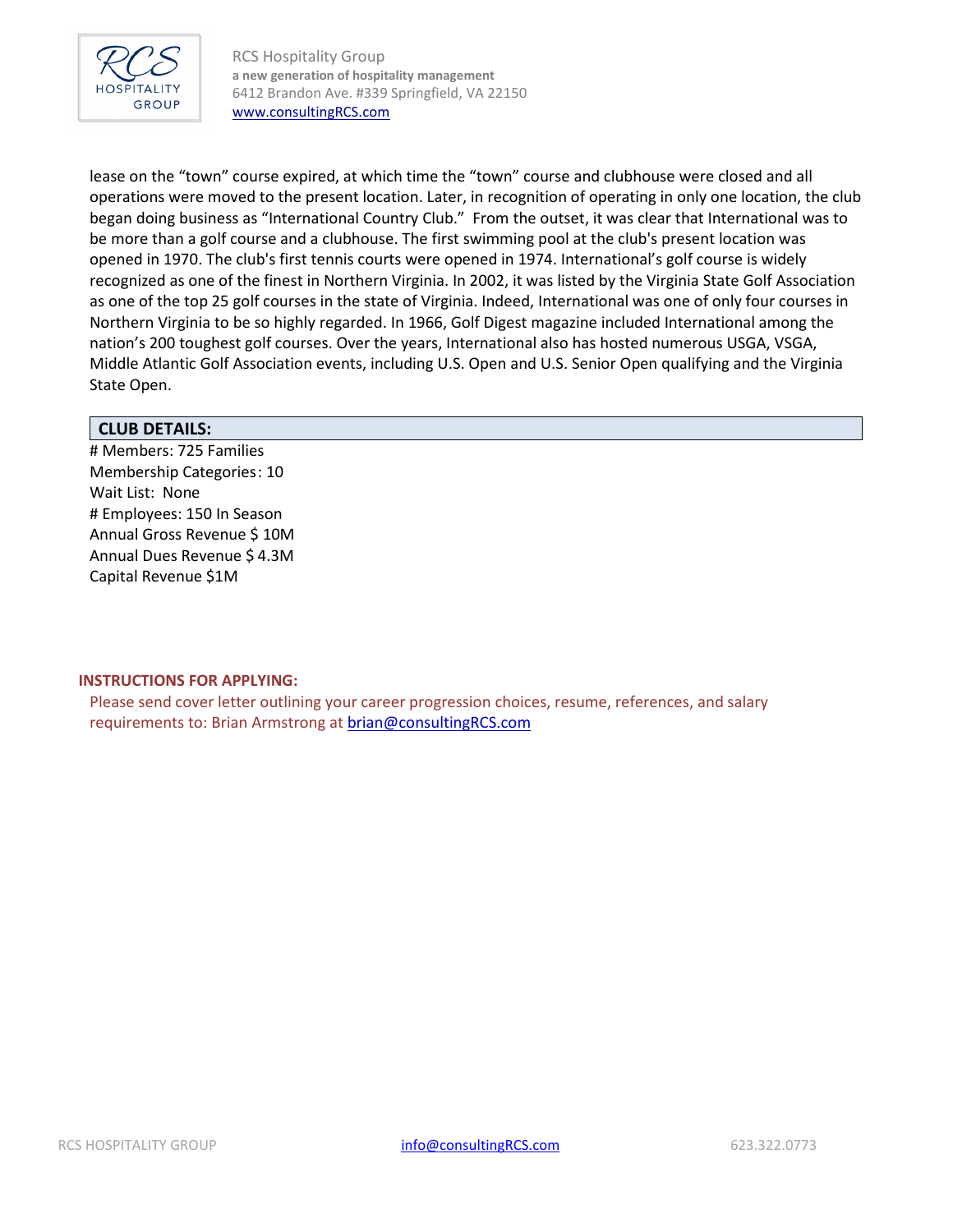lease on the "town" course expired, at which time the "town" course and clubhouse were closed and all operations were moved to the present location. Later, in recognition of operating in only one location, the club began doing business as "International Country Club." From the outset, it was clear that International was to be more than a golf course and a clubhouse. The first swimming pool at the club's present location was opened in 1970. The club's first tennis courts were opened in 1974. International's golf course is widely recognized as one of the finest in Northern Virginia. In 2002, it was listed by the Virginia State Golf Association as one of the top 25 golf courses in the state of Virginia. Indeed, International was one of only four courses in Northern Virginia to be so highly regarded. In 1966, Golf Digest magazine included International among the nation's 200 toughest golf courses. Over the years, International also has hosted numerous USGA, VSGA, Middle Atlantic Golf Association events, including U.S. Open and U.S. Senior Open qualifying and the Virginia State Open.

## CLUB DETAILS:

# Members: 725 Families
Membership Categories: 10
Wait List: None
# Employees: 150 In Season
Annual Gross Revenue $ 10M
Annual Dues Revenue $ 4.3M
Capital Revenue $1M

## INSTRUCTIONS FOR APPLYING:

Please send cover letter outlining your career progression choices, resume, references, and salary requirements to: Brian Armstrong at brian@consultingRCS.com